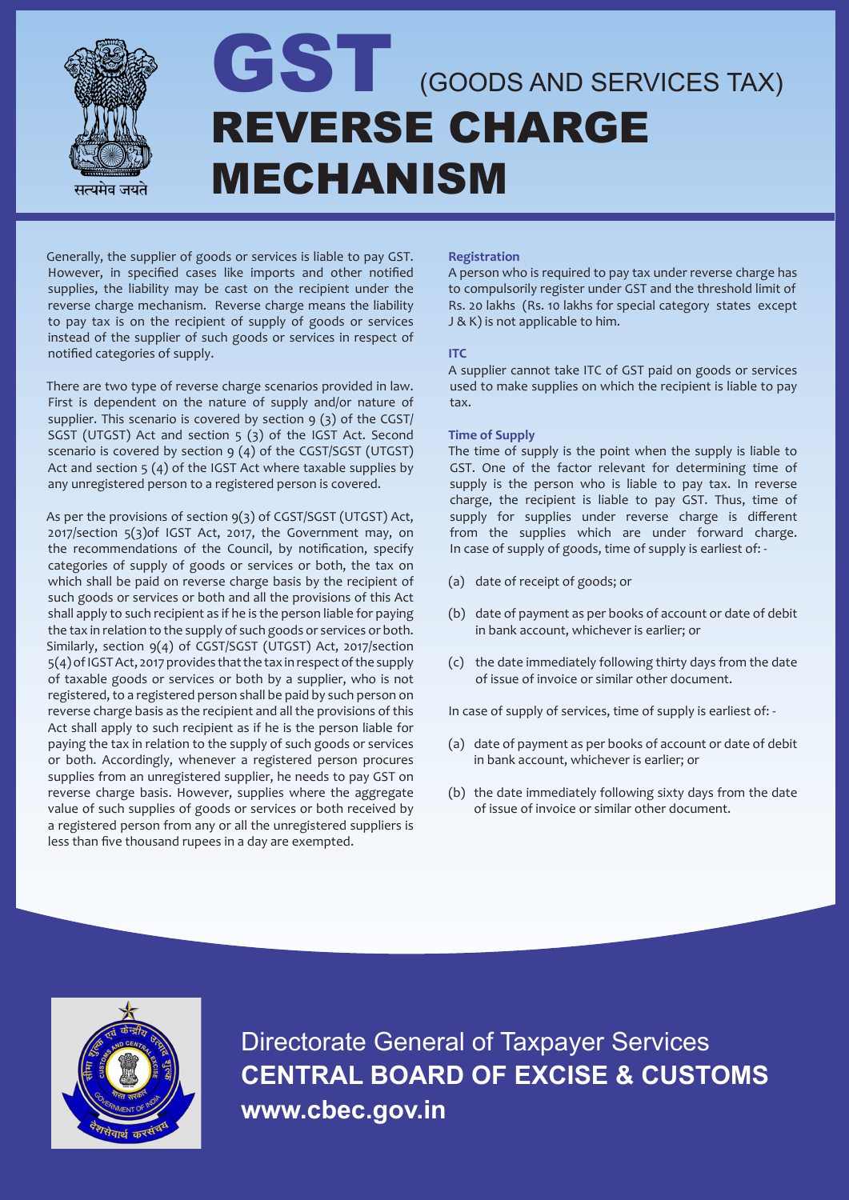# GST (GOODS AND SERVICES TAX)

# REVERSE CHARGE MECHANISM

Generally, the supplier of goods or services is liable to pay GST. However, in specified cases like imports and other notified supplies, the liability may be cast on the recipient under the reverse charge mechanism. Reverse charge means the liability to pay tax is on the recipient of supply of goods or services instead of the supplier of such goods or services in respect of notified categories of supply.

There are two type of reverse charge scenarios provided in law. First is dependent on the nature of supply and/or nature of supplier. This scenario is covered by section 9 (3) of the CGST/ SGST (UTGST) Act and section 5 (3) of the IGST Act. Second scenario is covered by section 9 (4) of the CGST/SGST (UTGST) Act and section 5 (4) of the IGST Act where taxable supplies by any unregistered person to a registered person is covered.

As per the provisions of section 9(3) of CGST/SGST (UTGST) Act, 2017/section 5(3)of IGST Act, 2017, the Government may, on the recommendations of the Council, by notification, specify categories of supply of goods or services or both, the tax on which shall be paid on reverse charge basis by the recipient of such goods or services or both and all the provisions of this Act shall apply to such recipient as if he is the person liable for paying the tax in relation to the supply of such goods or services or both. Similarly, section 9(4) of CGST/SGST (UTGST) Act, 2017/section 5(4) of IGST Act, 2017 provides that the tax in respect of the supply of taxable goods or services or both by a supplier, who is not registered, to a registered person shall be paid by such person on reverse charge basis as the recipient and all the provisions of this Act shall apply to such recipient as if he is the person liable for paying the tax in relation to the supply of such goods or services or both. Accordingly, whenever a registered person procures supplies from an unregistered supplier, he needs to pay GST on reverse charge basis. However, supplies where the aggregate value of such supplies of goods or services or both received by a registered person from any or all the unregistered suppliers is less than five thousand rupees in a day are exempted.

### Registration

A person who is required to pay tax under reverse charge has to compulsorily register under GST and the threshold limit of Rs. 20 lakhs (Rs. 10 lakhs for special category states except J & K) is not applicable to him.

### ITC

A supplier cannot take ITC of GST paid on goods or services used to make supplies on which the recipient is liable to pay tax.

### Time of Supply

The time of supply is the point when the supply is liable to GST. One of the factor relevant for determining time of supply is the person who is liable to pay tax. In reverse charge, the recipient is liable to pay GST. Thus, time of supply for supplies under reverse charge is different from the supplies which are under forward charge. In case of supply of goods, time of supply is earliest of: -

(a) date of receipt of goods; or

(b) date of payment as per books of account or date of debit in bank account, whichever is earlier; or

(c) the date immediately following thirty days from the date of issue of invoice or similar other document.

In case of supply of services, time of supply is earliest of: -

(a) date of payment as per books of account or date of debit in bank account, whichever is earlier; or

(b) the date immediately following sixty days from the date of issue of invoice or similar other document.

Directorate General of Taxpayer Services

**CENTRAL BOARD OF EXCISE & CUSTOMS**

**www.cbec.gov.in**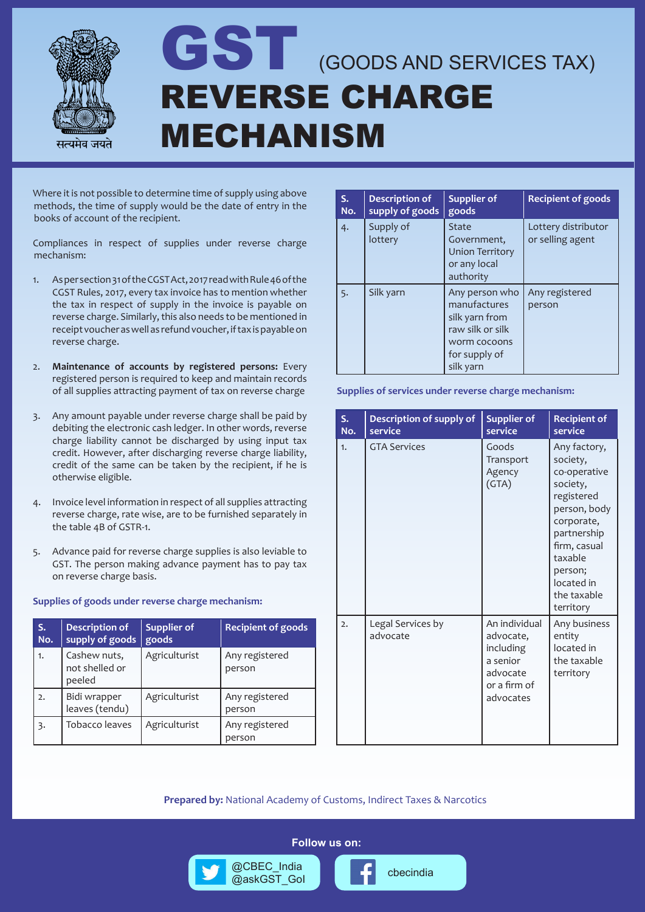# GST (GOODS AND SERVICES TAX)

# REVERSE CHARGE MECHANISM

Where it is not possible to determine time of supply using above methods, the time of supply would be the date of entry in the books of account of the recipient.

Compliances in respect of supplies under reverse charge mechanism:

1. As per section 31 of the CGST Act, 2017 read with Rule 46 of the CGST Rules, 2017, every tax invoice has to mention whether the tax in respect of supply in the invoice is payable on reverse charge. Similarly, this also needs to be mentioned in receipt voucher as well as refund voucher, if tax is payable on reverse charge.

2. **Maintenance of accounts by registered persons:** Every registered person is required to keep and maintain records of all supplies attracting payment of tax on reverse charge

3. Any amount payable under reverse charge shall be paid by debiting the electronic cash ledger. In other words, reverse charge liability cannot be discharged by using input tax credit. However, after discharging reverse charge liability, credit of the same can be taken by the recipient, if he is otherwise eligible.

4. Invoice level information in respect of all supplies attracting reverse charge, rate wise, are to be furnished separately in the table 4B of GSTR-1.

5. Advance paid for reverse charge supplies is also leviable to GST. The person making advance payment has to pay tax on reverse charge basis.

**Supplies of goods under reverse charge mechanism:**

| S. No. | Description of supply of goods | Supplier of goods | Recipient of goods |
|---|---|---|---|
| 1. | Cashew nuts, not shelled or peeled | Agriculturist | Any registered person |
| 2. | Bidi wrapper leaves (tendu) | Agriculturist | Any registered person |
| 3. | Tobacco leaves | Agriculturist | Any registered person |
| 4. | Supply of lottery | State Government, Union Territory or any local authority | Lottery distributor or selling agent |
| 5. | Silk yarn | Any person who manufactures silk yarn from raw silk or silk worm cocoons for supply of silk yarn | Any registered person |

**Supplies of services under reverse charge mechanism:**

| S. No. | Description of supply of service | Supplier of service | Recipient of service |
|---|---|---|---|
| 1. | GTA Services | Goods Transport Agency (GTA) | Any factory, society, co-operative society, registered person, body corporate, partnership firm, casual taxable person; located in the taxable territory |
| 2. | Legal Services by advocate | An individual advocate, including a senior advocate or a firm of advocates | Any business entity located in the taxable territory |

**Prepared by:** National Academy of Customs, Indirect Taxes & Narcotics

Follow us on:

@CBEC_India
@askGST_GoI

cbecindia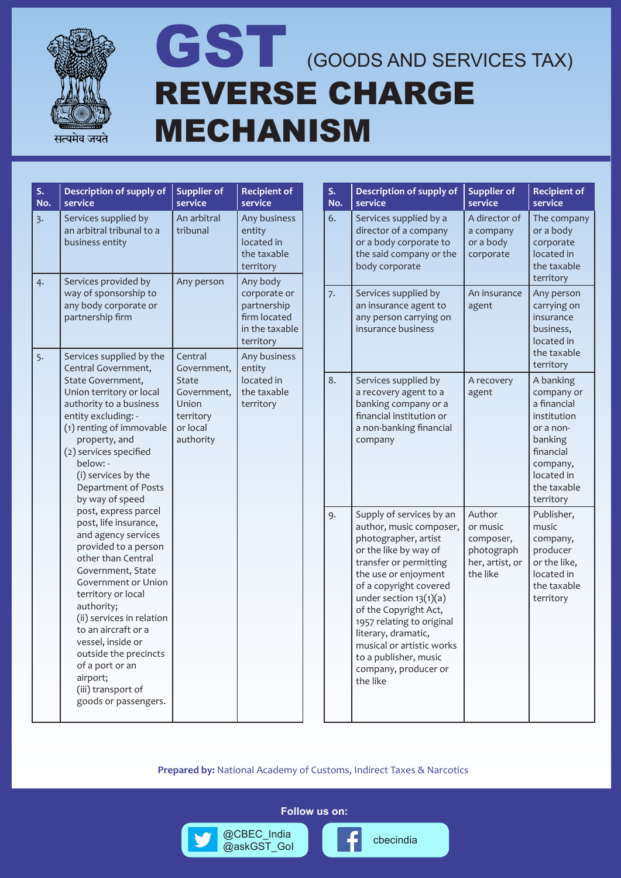सत्यमेव जयते

# GST (GOODS AND SERVICES TAX)

# REVERSE CHARGE MECHANISM

| S. No. | Description of supply of service | Supplier of service | Recipient of service |
|---|---|---|---|
| 3. | Services supplied by an arbitral tribunal to a business entity | An arbitral tribunal | Any business entity located in the taxable territory |
| 4. | Services provided by way of sponsorship to any body corporate or partnership firm | Any person | Any body corporate or partnership firm located in the taxable territory |
| 5. | Services supplied by the Central Government, State Government, Union territory or local authority to a business entity excluding: - (1) renting of immovable property, and (2) services specified below: - (i) services by the Department of Posts by way of speed post, express parcel post, life insurance, and agency services provided to a person other than Central Government, State Government or Union territory or local authority; (ii) services in relation to an aircraft or a vessel, inside or outside the precincts of a port or an airport; (iii) transport of goods or passengers. | Central Government, State Government, Union territory or local authority | Any business entity located in the taxable territory |
| 6. | Services supplied by a director of a company or a body corporate to the said company or the body corporate | A director of a company or a body corporate | The company or a body corporate located in the taxable territory |
| 7. | Services supplied by an insurance agent to any person carrying on insurance business | An insurance agent | Any person carrying on insurance business, located in the taxable territory |
| 8. | Services supplied by a recovery agent to a banking company or a financial institution or a non-banking financial company | A recovery agent | A banking company or a financial institution or a non-banking financial company, located in the taxable territory |
| 9. | Supply of services by an author, music composer, photographer, artist or the like by way of transfer or permitting the use or enjoyment of a copyright covered under section 13(1)(a) of the Copyright Act, 1957 relating to original literary, dramatic, musical or artistic works to a publisher, music company, producer or the like | Author or music composer, photographer, artist, or the like | Publisher, music company, producer or the like, located in the taxable territory |

**Prepared by:** National Academy of Customs, Indirect Taxes & Narcotics

Follow us on:

@CBEC_India
@askGST_GoI

cbecindia